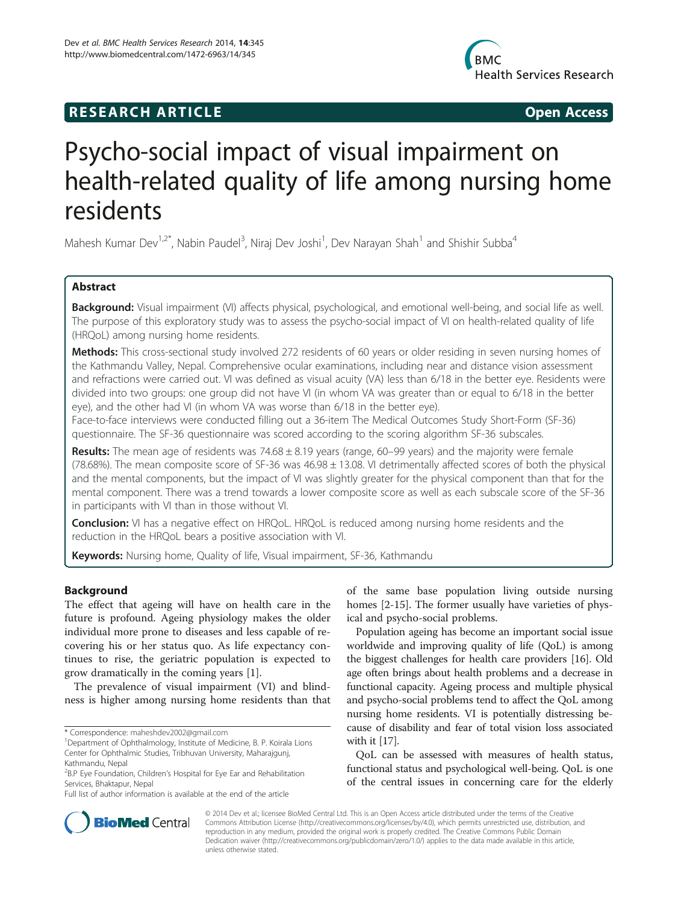**RESEARCH ARTICLE** **Open Access**

# Psycho-social impact of visual impairment on health-related quality of life among nursing home residents

Mahesh Kumar Dev[1,2*], Nabin Paudel[3], Niraj Dev Joshi[1], Dev Narayan Shah[1] and Shishir Subba[4]

## Abstract

**Background:** Visual impairment (VI) affects physical, psychological, and emotional well-being, and social life as well. The purpose of this exploratory study was to assess the psycho-social impact of VI on health-related quality of life (HRQoL) among nursing home residents.

**Methods:** This cross-sectional study involved 272 residents of 60 years or older residing in seven nursing homes of the Kathmandu Valley, Nepal. Comprehensive ocular examinations, including near and distance vision assessment and refractions were carried out. VI was defined as visual acuity (VA) less than 6/18 in the better eye. Residents were divided into two groups: one group did not have VI (in whom VA was greater than or equal to 6/18 in the better eye), and the other had VI (in whom VA was worse than 6/18 in the better eye).

Face-to-face interviews were conducted filling out a 36-item The Medical Outcomes Study Short-Form (SF-36) questionnaire. The SF-36 questionnaire was scored according to the scoring algorithm SF-36 subscales.

**Results:** The mean age of residents was 74.68 ± 8.19 years (range, 60–99 years) and the majority were female (78.68%). The mean composite score of SF-36 was 46.98 ± 13.08. VI detrimentally affected scores of both the physical and the mental components, but the impact of VI was slightly greater for the physical component than that for the mental component. There was a trend towards a lower composite score as well as each subscale score of the SF-36 in participants with VI than in those without VI.

**Conclusion:** VI has a negative effect on HRQoL. HRQoL is reduced among nursing home residents and the reduction in the HRQoL bears a positive association with VI.

**Keywords:** Nursing home, Quality of life, Visual impairment, SF-36, Kathmandu

## Background

The effect that ageing will have on health care in the future is profound. Ageing physiology makes the older individual more prone to diseases and less capable of recovering his or her status quo. As life expectancy continues to rise, the geriatric population is expected to grow dramatically in the coming years [1].

The prevalence of visual impairment (VI) and blindness is higher among nursing home residents than that of the same base population living outside nursing homes [2-15]. The former usually have varieties of physical and psycho-social problems.

Population ageing has become an important social issue worldwide and improving quality of life (QoL) is among the biggest challenges for health care providers [16]. Old age often brings about health problems and a decrease in functional capacity. Ageing process and multiple physical and psycho-social problems tend to affect the QoL among nursing home residents. VI is potentially distressing because of disability and fear of total vision loss associated with it [17].

QoL can be assessed with measures of health status, functional status and psychological well-being. QoL is one of the central issues in concerning care for the elderly

\* Correspondence: maheshdev2002@gmail.com
[1]Department of Ophthalmology, Institute of Medicine, B. P. Koirala Lions Center for Ophthalmic Studies, Tribhuvan University, Maharajgunj, Kathmandu, Nepal
[2]B.P Eye Foundation, Children's Hospital for Eye Ear and Rehabilitation Services, Bhaktapur, Nepal
Full list of author information is available at the end of the article

© 2014 Dev et al.; licensee BioMed Central Ltd. This is an Open Access article distributed under the terms of the Creative Commons Attribution License (http://creativecommons.org/licenses/by/4.0), which permits unrestricted use, distribution, and reproduction in any medium, provided the original work is properly credited. The Creative Commons Public Domain Dedication waiver (http://creativecommons.org/publicdomain/zero/1.0/) applies to the data made available in this article, unless otherwise stated.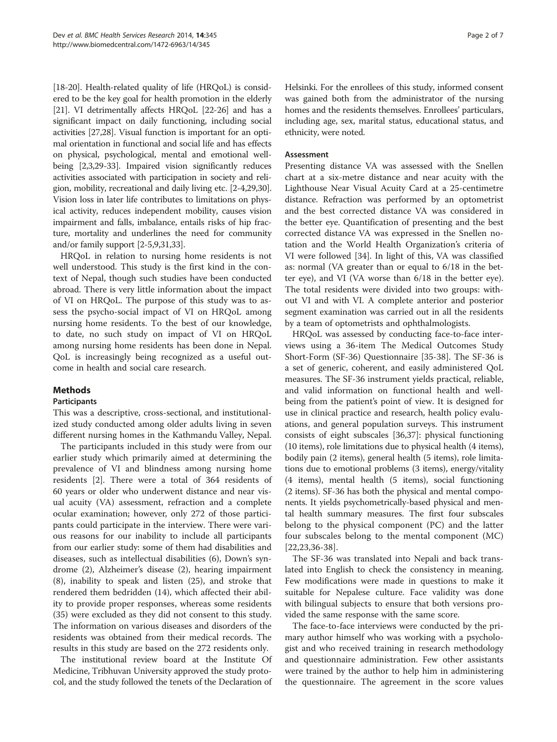[18-20]. Health-related quality of life (HRQoL) is considered to be the key goal for health promotion in the elderly [21]. VI detrimentally affects HRQoL [22-26] and has a significant impact on daily functioning, including social activities [27,28]. Visual function is important for an optimal orientation in functional and social life and has effects on physical, psychological, mental and emotional wellbeing [2,3,29-33]. Impaired vision significantly reduces activities associated with participation in society and religion, mobility, recreational and daily living etc. [2-4,29,30]. Vision loss in later life contributes to limitations on physical activity, reduces independent mobility, causes vision impairment and falls, imbalance, entails risks of hip fracture, mortality and underlines the need for community and/or family support [2-5,9,31,33].

HRQoL in relation to nursing home residents is not well understood. This study is the first kind in the context of Nepal, though such studies have been conducted abroad. There is very little information about the impact of VI on HRQoL. The purpose of this study was to assess the psycho-social impact of VI on HRQoL among nursing home residents. To the best of our knowledge, to date, no such study on impact of VI on HRQoL among nursing home residents has been done in Nepal. QoL is increasingly being recognized as a useful outcome in health and social care research.

## Methods

### Participants

This was a descriptive, cross-sectional, and institutionalized study conducted among older adults living in seven different nursing homes in the Kathmandu Valley, Nepal.

The participants included in this study were from our earlier study which primarily aimed at determining the prevalence of VI and blindness among nursing home residents [2]. There were a total of 364 residents of 60 years or older who underwent distance and near visual acuity (VA) assessment, refraction and a complete ocular examination; however, only 272 of those participants could participate in the interview. There were various reasons for our inability to include all participants from our earlier study: some of them had disabilities and diseases, such as intellectual disabilities (6), Down's syndrome (2), Alzheimer's disease (2), hearing impairment (8), inability to speak and listen (25), and stroke that rendered them bedridden (14), which affected their ability to provide proper responses, whereas some residents (35) were excluded as they did not consent to this study. The information on various diseases and disorders of the residents was obtained from their medical records. The results in this study are based on the 272 residents only.

The institutional review board at the Institute Of Medicine, Tribhuvan University approved the study protocol, and the study followed the tenets of the Declaration of Helsinki. For the enrollees of this study, informed consent was gained both from the administrator of the nursing homes and the residents themselves. Enrollees' particulars, including age, sex, marital status, educational status, and ethnicity, were noted.

### Assessment

Presenting distance VA was assessed with the Snellen chart at a six-metre distance and near acuity with the Lighthouse Near Visual Acuity Card at a 25-centimetre distance. Refraction was performed by an optometrist and the best corrected distance VA was considered in the better eye. Quantification of presenting and the best corrected distance VA was expressed in the Snellen notation and the World Health Organization's criteria of VI were followed [34]. In light of this, VA was classified as: normal (VA greater than or equal to 6/18 in the better eye), and VI (VA worse than 6/18 in the better eye). The total residents were divided into two groups: without VI and with VI. A complete anterior and posterior segment examination was carried out in all the residents by a team of optometrists and ophthalmologists.

HRQoL was assessed by conducting face-to-face interviews using a 36-item The Medical Outcomes Study Short-Form (SF-36) Questionnaire [35-38]. The SF-36 is a set of generic, coherent, and easily administered QoL measures. The SF-36 instrument yields practical, reliable, and valid information on functional health and wellbeing from the patient's point of view. It is designed for use in clinical practice and research, health policy evaluations, and general population surveys. This instrument consists of eight subscales [36,37]: physical functioning (10 items), role limitations due to physical health (4 items), bodily pain (2 items), general health (5 items), role limitations due to emotional problems (3 items), energy/vitality (4 items), mental health (5 items), social functioning (2 items). SF-36 has both the physical and mental components. It yields psychometrically-based physical and mental health summary measures. The first four subscales belong to the physical component (PC) and the latter four subscales belong to the mental component (MC) [22,23,36-38].

The SF-36 was translated into Nepali and back translated into English to check the consistency in meaning. Few modifications were made in questions to make it suitable for Nepalese culture. Face validity was done with bilingual subjects to ensure that both versions provided the same response with the same score.

The face-to-face interviews were conducted by the primary author himself who was working with a psychologist and who received training in research methodology and questionnaire administration. Few other assistants were trained by the author to help him in administering the questionnaire. The agreement in the score values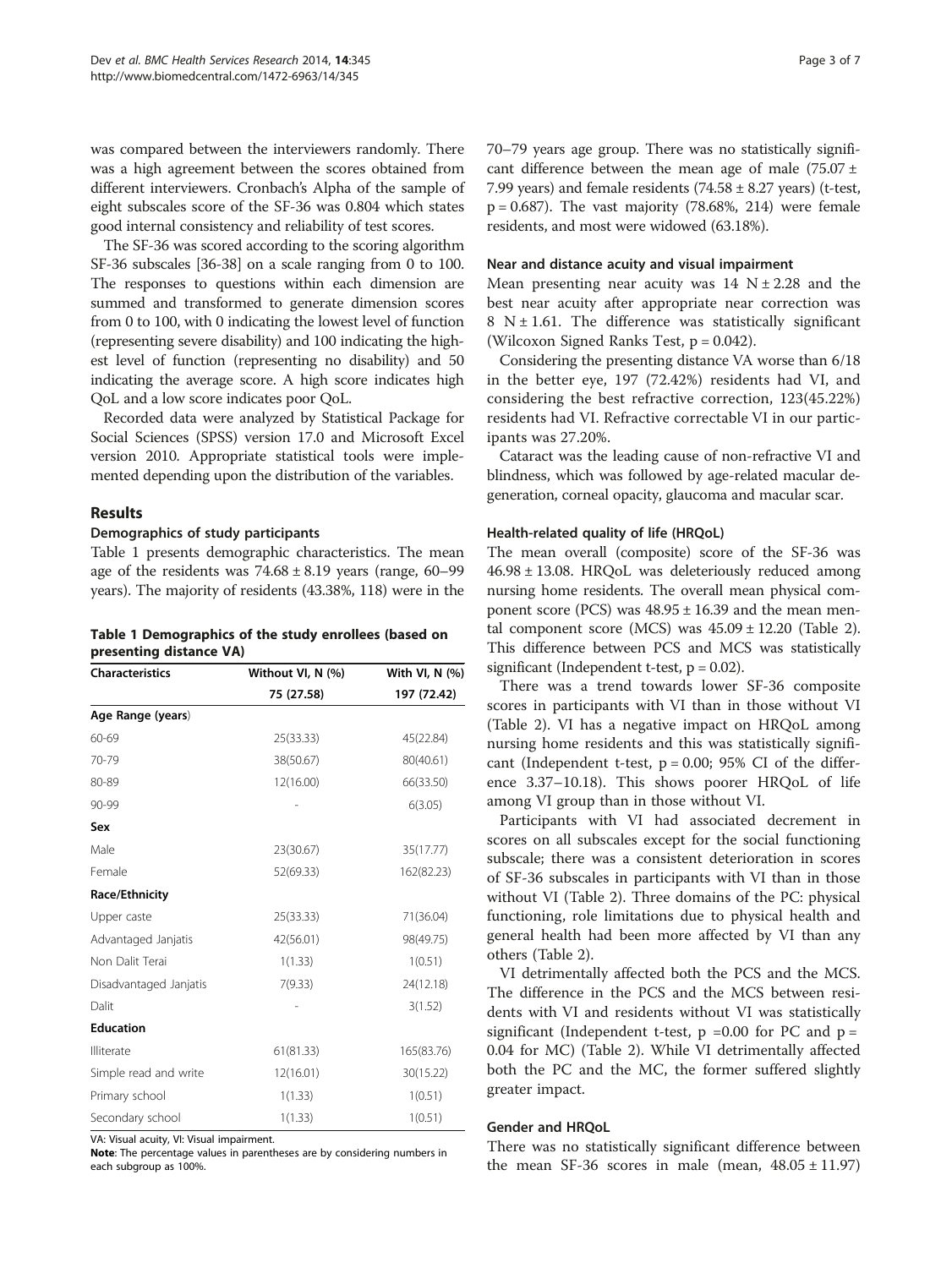was compared between the interviewers randomly. There was a high agreement between the scores obtained from different interviewers. Cronbach's Alpha of the sample of eight subscales score of the SF-36 was 0.804 which states good internal consistency and reliability of test scores.

The SF-36 was scored according to the scoring algorithm SF-36 subscales [36-38] on a scale ranging from 0 to 100. The responses to questions within each dimension are summed and transformed to generate dimension scores from 0 to 100, with 0 indicating the lowest level of function (representing severe disability) and 100 indicating the highest level of function (representing no disability) and 50 indicating the average score. A high score indicates high QoL and a low score indicates poor QoL.

Recorded data were analyzed by Statistical Package for Social Sciences (SPSS) version 17.0 and Microsoft Excel version 2010. Appropriate statistical tools were implemented depending upon the distribution of the variables.

## Results

### Demographics of study participants

Table 1 presents demographic characteristics. The mean age of the residents was 74.68 ± 8.19 years (range, 60–99 years). The majority of residents (43.38%, 118) were in the 70–79 years age group. There was no statistically significant difference between the mean age of male (75.07 ± 7.99 years) and female residents (74.58 ± 8.27 years) (t-test, $p = 0.687$). The vast majority (78.68%, 214) were female residents, and most were widowed (63.18%).

**Table 1 Demographics of the study enrollees (based on presenting distance VA)**

| Characteristics | Without VI, N (%) | With VI, N (%) |
|---|---|---|
| | 75 (27.58) | 197 (72.42) |
| **Age Range (years)** | | |
| 60-69 | 25(33.33) | 45(22.84) |
| 70-79 | 38(50.67) | 80(40.61) |
| 80-89 | 12(16.00) | 66(33.50) |
| 90-99 | - | 6(3.05) |
| **Sex** | | |
| Male | 23(30.67) | 35(17.77) |
| Female | 52(69.33) | 162(82.23) |
| **Race/Ethnicity** | | |
| Upper caste | 25(33.33) | 71(36.04) |
| Advantaged Janjatis | 42(56.01) | 98(49.75) |
| Non Dalit Terai | 1(1.33) | 1(0.51) |
| Disadvantaged Janjatis | 7(9.33) | 24(12.18) |
| Dalit | - | 3(1.52) |
| **Education** | | |
| Illiterate | 61(81.33) | 165(83.76) |
| Simple read and write | 12(16.01) | 30(15.22) |
| Primary school | 1(1.33) | 1(0.51) |
| Secondary school | 1(1.33) | 1(0.51) |

VA: Visual acuity, VI: Visual impairment.
**Note**: The percentage values in parentheses are by considering numbers in each subgroup as 100%.

### Near and distance acuity and visual impairment

Mean presenting near acuity was 14 N ± 2.28 and the best near acuity after appropriate near correction was 8 N ± 1.61. The difference was statistically significant (Wilcoxon Signed Ranks Test, $p = 0.042$).

Considering the presenting distance VA worse than 6/18 in the better eye, 197 (72.42%) residents had VI, and considering the best refractive correction, 123(45.22%) residents had VI. Refractive correctable VI in our participants was 27.20%.

Cataract was the leading cause of non-refractive VI and blindness, which was followed by age-related macular degeneration, corneal opacity, glaucoma and macular scar.

### Health-related quality of life (HRQoL)

The mean overall (composite) score of the SF-36 was 46.98 ± 13.08. HRQoL was deleteriously reduced among nursing home residents. The overall mean physical component score (PCS) was 48.95 ± 16.39 and the mean mental component score (MCS) was 45.09 ± 12.20 (Table 2). This difference between PCS and MCS was statistically significant (Independent t-test, $p = 0.02$).

There was a trend towards lower SF-36 composite scores in participants with VI than in those without VI (Table 2). VI has a negative impact on HRQoL among nursing home residents and this was statistically significant (Independent t-test, $p = 0.00$; 95% CI of the difference 3.37–10.18). This shows poorer HRQoL of life among VI group than in those without VI.

Participants with VI had associated decrement in scores on all subscales except for the social functioning subscale; there was a consistent deterioration in scores of SF-36 subscales in participants with VI than in those without VI (Table 2). Three domains of the PC: physical functioning, role limitations due to physical health and general health had been more affected by VI than any others (Table 2).

VI detrimentally affected both the PCS and the MCS. The difference in the PCS and the MCS between residents with VI and residents without VI was statistically significant (Independent t-test, $p = 0.00$ for PC and $p = 0.04$ for MC) (Table 2). While VI detrimentally affected both the PC and the MC, the former suffered slightly greater impact.

### Gender and HRQoL

There was no statistically significant difference between the mean SF-36 scores in male (mean, 48.05 ± 11.97)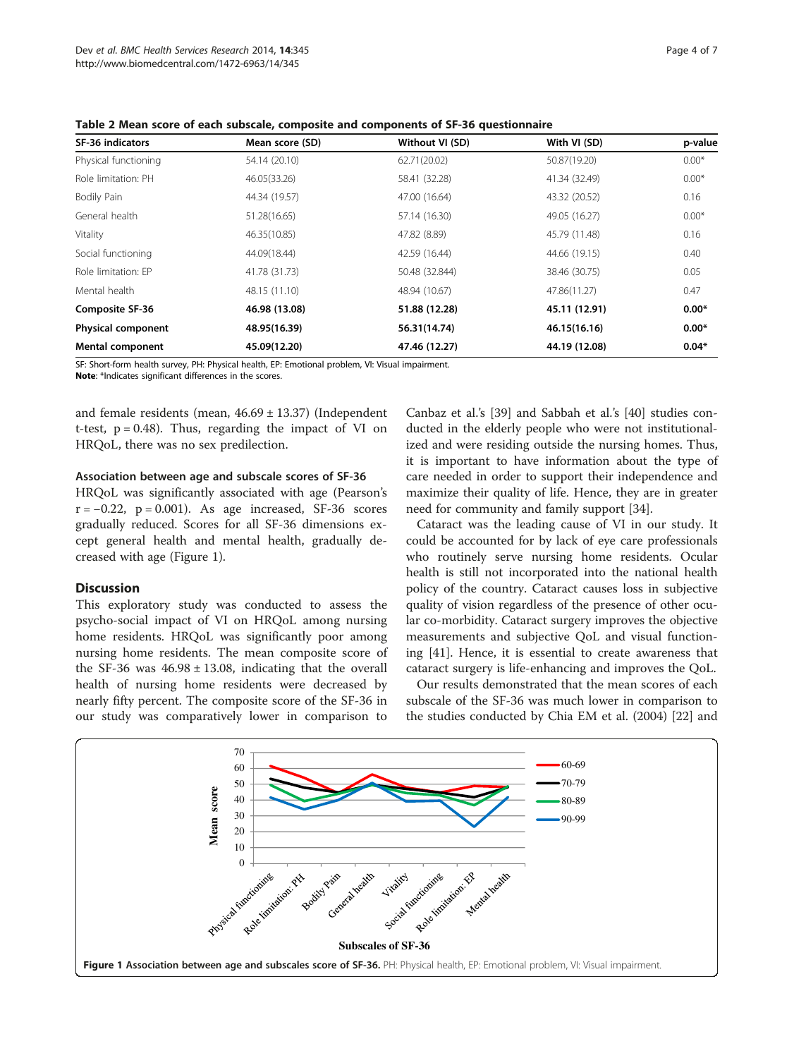**Table 2 Mean score of each subscale, composite and components of SF-36 questionnaire**

| SF-36 indicators | Mean score (SD) | Without VI (SD) | With VI (SD) | p-value |
|---|---|---|---|---|
| Physical functioning | 54.14 (20.10) | 62.71(20.02) | 50.87(19.20) | 0.00* |
| Role limitation: PH | 46.05(33.26) | 58.41 (32.28) | 41.34 (32.49) | 0.00* |
| Bodily Pain | 44.34 (19.57) | 47.00 (16.64) | 43.32 (20.52) | 0.16 |
| General health | 51.28(16.65) | 57.14 (16.30) | 49.05 (16.27) | 0.00* |
| Vitality | 46.35(10.85) | 47.82 (8.89) | 45.79 (11.48) | 0.16 |
| Social functioning | 44.09(18.44) | 42.59 (16.44) | 44.66 (19.15) | 0.40 |
| Role limitation: EP | 41.78 (31.73) | 50.48 (32.844) | 38.46 (30.75) | 0.05 |
| Mental health | 48.15 (11.10) | 48.94 (10.67) | 47.86(11.27) | 0.47 |
| **Composite SF-36** | **46.98 (13.08)** | **51.88 (12.28)** | **45.11 (12.91)** | **0.00*** |
| **Physical component** | **48.95(16.39)** | **56.31(14.74)** | **46.15(16.16)** | **0.00*** |
| **Mental component** | **45.09(12.20)** | **47.46 (12.27)** | **44.19 (12.08)** | **0.04*** |

SF: Short-form health survey, PH: Physical health, EP: Emotional problem, VI: Visual impairment.
**Note**: *Indicates significant differences in the scores.

and female residents (mean, 46.69 ± 13.37) (Independent t-test, $p = 0.48$). Thus, regarding the impact of VI on HRQoL, there was no sex predilection.

#### Association between age and subscale scores of SF-36

HRQoL was significantly associated with age (Pearson's $r = -0.22$, $p = 0.001$). As age increased, SF-36 scores gradually reduced. Scores for all SF-36 dimensions except general health and mental health, gradually decreased with age (Figure 1).

## Discussion

This exploratory study was conducted to assess the psycho-social impact of VI on HRQoL among nursing home residents. HRQoL was significantly poor among nursing home residents. The mean composite score of the SF-36 was 46.98 ± 13.08, indicating that the overall health of nursing home residents were decreased by nearly fifty percent. The composite score of the SF-36 in our study was comparatively lower in comparison to Canbaz et al.'s [39] and Sabbah et al.'s [40] studies conducted in the elderly people who were not institutionalized and were residing outside the nursing homes. Thus, it is important to have information about the type of care needed in order to support their independence and maximize their quality of life. Hence, they are in greater need for community and family support [34].

Cataract was the leading cause of VI in our study. It could be accounted for by lack of eye care professionals who routinely serve nursing home residents. Ocular health is still not incorporated into the national health policy of the country. Cataract causes loss in subjective quality of vision regardless of the presence of other ocular co-morbidity. Cataract surgery improves the objective measurements and subjective QoL and visual functioning [41]. Hence, it is essential to create awareness that cataract surgery is life-enhancing and improves the QoL.

Our results demonstrated that the mean scores of each subscale of the SF-36 was much lower in comparison to the studies conducted by Chia EM et al. (2004) [22] and

**Figure 1 Association between age and subscales score of SF-36.** PH: Physical health, EP: Emotional problem, VI: Visual impairment.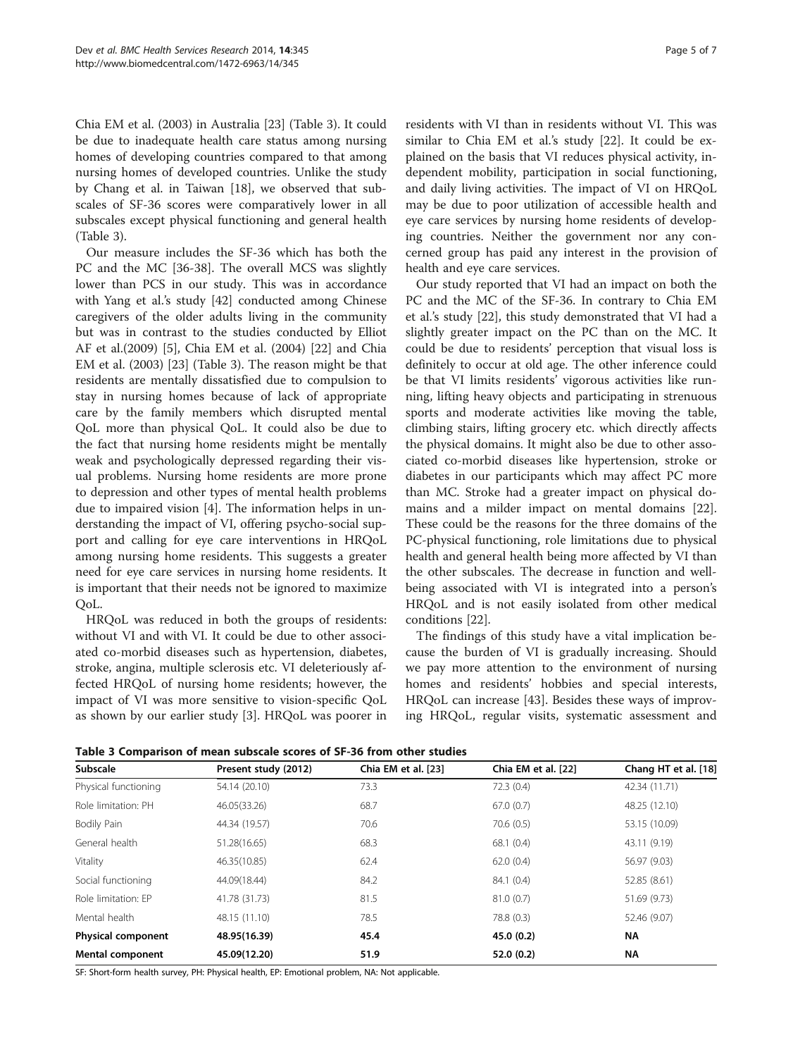Chia EM et al. (2003) in Australia [23] (Table 3). It could be due to inadequate health care status among nursing homes of developing countries compared to that among nursing homes of developed countries. Unlike the study by Chang et al. in Taiwan [18], we observed that subscales of SF-36 scores were comparatively lower in all subscales except physical functioning and general health (Table 3).

Our measure includes the SF-36 which has both the PC and the MC [36-38]. The overall MCS was slightly lower than PCS in our study. This was in accordance with Yang et al.'s study [42] conducted among Chinese caregivers of the older adults living in the community but was in contrast to the studies conducted by Elliot AF et al.(2009) [5], Chia EM et al. (2004) [22] and Chia EM et al. (2003) [23] (Table 3). The reason might be that residents are mentally dissatisfied due to compulsion to stay in nursing homes because of lack of appropriate care by the family members which disrupted mental QoL more than physical QoL. It could also be due to the fact that nursing home residents might be mentally weak and psychologically depressed regarding their visual problems. Nursing home residents are more prone to depression and other types of mental health problems due to impaired vision [4]. The information helps in understanding the impact of VI, offering psycho-social support and calling for eye care interventions in HRQoL among nursing home residents. This suggests a greater need for eye care services in nursing home residents. It is important that their needs not be ignored to maximize QoL.

HRQoL was reduced in both the groups of residents: without VI and with VI. It could be due to other associated co-morbid diseases such as hypertension, diabetes, stroke, angina, multiple sclerosis etc. VI deleteriously affected HRQoL of nursing home residents; however, the impact of VI was more sensitive to vision-specific QoL as shown by our earlier study [3]. HRQoL was poorer in residents with VI than in residents without VI. This was similar to Chia EM et al.'s study [22]. It could be explained on the basis that VI reduces physical activity, independent mobility, participation in social functioning, and daily living activities. The impact of VI on HRQoL may be due to poor utilization of accessible health and eye care services by nursing home residents of developing countries. Neither the government nor any concerned group has paid any interest in the provision of health and eye care services.

Our study reported that VI had an impact on both the PC and the MC of the SF-36. In contrary to Chia EM et al.'s study [22], this study demonstrated that VI had a slightly greater impact on the PC than on the MC. It could be due to residents' perception that visual loss is definitely to occur at old age. The other inference could be that VI limits residents' vigorous activities like running, lifting heavy objects and participating in strenuous sports and moderate activities like moving the table, climbing stairs, lifting grocery etc. which directly affects the physical domains. It might also be due to other associated co-morbid diseases like hypertension, stroke or diabetes in our participants which may affect PC more than MC. Stroke had a greater impact on physical domains and a milder impact on mental domains [22]. These could be the reasons for the three domains of the PC-physical functioning, role limitations due to physical health and general health being more affected by VI than the other subscales. The decrease in function and well-being associated with VI is integrated into a person's HRQoL and is not easily isolated from other medical conditions [22].

The findings of this study have a vital implication because the burden of VI is gradually increasing. Should we pay more attention to the environment of nursing homes and residents' hobbies and special interests, HRQoL can increase [43]. Besides these ways of improving HRQoL, regular visits, systematic assessment and

**Table 3 Comparison of mean subscale scores of SF-36 from other studies**

| Subscale | Present study (2012) | Chia EM et al. [23] | Chia EM et al. [22] | Chang HT et al. [18] |
|---|---|---|---|---|
| Physical functioning | 54.14 (20.10) | 73.3 | 72.3 (0.4) | 42.34 (11.71) |
| Role limitation: PH | 46.05(33.26) | 68.7 | 67.0 (0.7) | 48.25 (12.10) |
| Bodily Pain | 44.34 (19.57) | 70.6 | 70.6 (0.5) | 53.15 (10.09) |
| General health | 51.28(16.65) | 68.3 | 68.1 (0.4) | 43.11 (9.19) |
| Vitality | 46.35(10.85) | 62.4 | 62.0 (0.4) | 56.97 (9.03) |
| Social functioning | 44.09(18.44) | 84.2 | 84.1 (0.4) | 52.85 (8.61) |
| Role limitation: EP | 41.78 (31.73) | 81.5 | 81.0 (0.7) | 51.69 (9.73) |
| Mental health | 48.15 (11.10) | 78.5 | 78.8 (0.3) | 52.46 (9.07) |
| **Physical component** | **48.95(16.39)** | **45.4** | **45.0 (0.2)** | **NA** |
| **Mental component** | **45.09(12.20)** | **51.9** | **52.0 (0.2)** | **NA** |

SF: Short-form health survey, PH: Physical health, EP: Emotional problem, NA: Not applicable.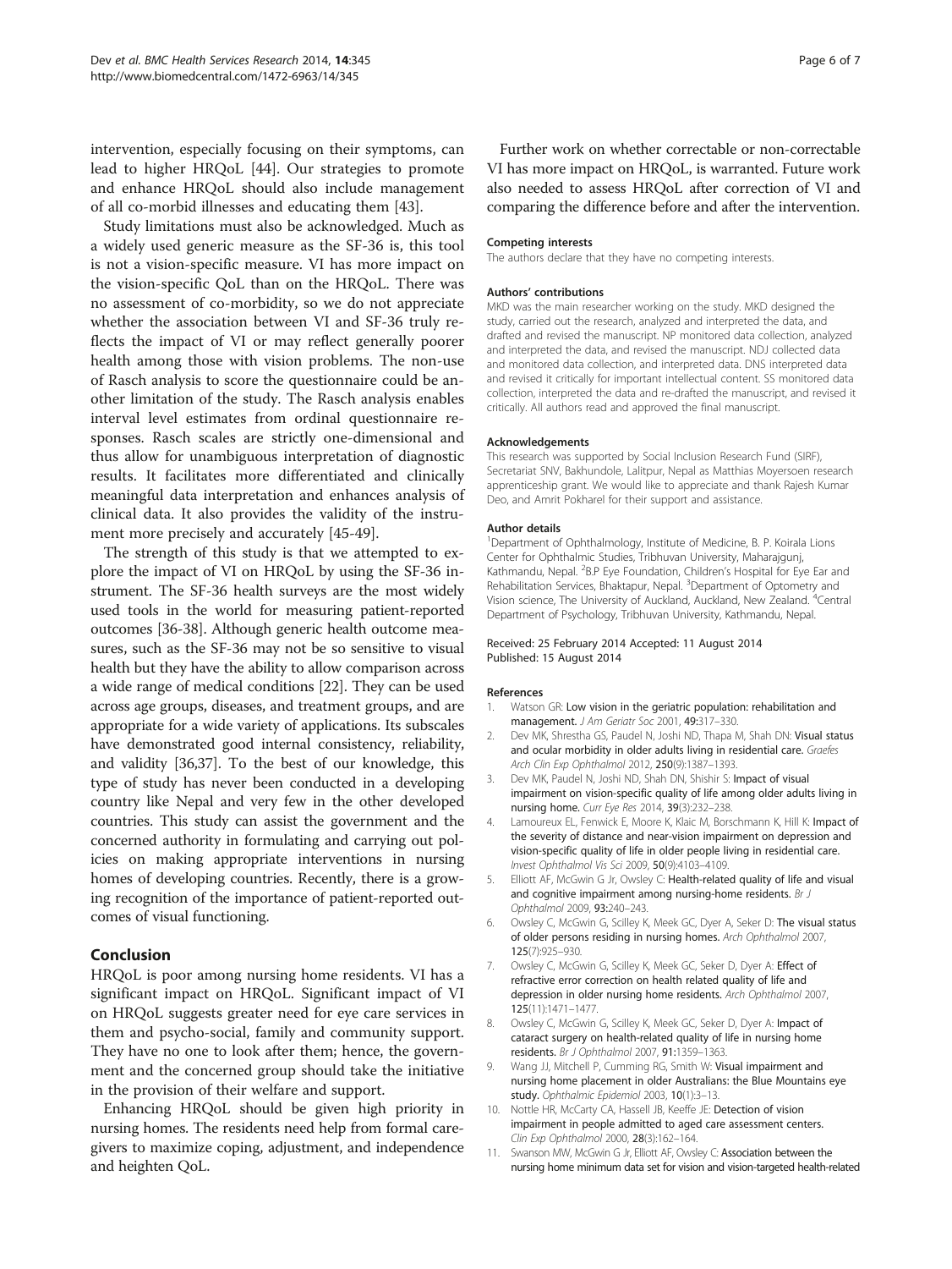intervention, especially focusing on their symptoms, can lead to higher HRQoL [44]. Our strategies to promote and enhance HRQoL should also include management of all co-morbid illnesses and educating them [43].

Study limitations must also be acknowledged. Much as a widely used generic measure as the SF-36 is, this tool is not a vision-specific measure. VI has more impact on the vision-specific QoL than on the HRQoL. There was no assessment of co-morbidity, so we do not appreciate whether the association between VI and SF-36 truly reflects the impact of VI or may reflect generally poorer health among those with vision problems. The non-use of Rasch analysis to score the questionnaire could be another limitation of the study. The Rasch analysis enables interval level estimates from ordinal questionnaire responses. Rasch scales are strictly one-dimensional and thus allow for unambiguous interpretation of diagnostic results. It facilitates more differentiated and clinically meaningful data interpretation and enhances analysis of clinical data. It also provides the validity of the instrument more precisely and accurately [45-49].

The strength of this study is that we attempted to explore the impact of VI on HRQoL by using the SF-36 instrument. The SF-36 health surveys are the most widely used tools in the world for measuring patient-reported outcomes [36-38]. Although generic health outcome measures, such as the SF-36 may not be so sensitive to visual health but they have the ability to allow comparison across a wide range of medical conditions [22]. They can be used across age groups, diseases, and treatment groups, and are appropriate for a wide variety of applications. Its subscales have demonstrated good internal consistency, reliability, and validity [36,37]. To the best of our knowledge, this type of study has never been conducted in a developing country like Nepal and very few in the other developed countries. This study can assist the government and the concerned authority in formulating and carrying out policies on making appropriate interventions in nursing homes of developing countries. Recently, there is a growing recognition of the importance of patient-reported outcomes of visual functioning.

## Conclusion

HRQoL is poor among nursing home residents. VI has a significant impact on HRQoL. Significant impact of VI on HRQoL suggests greater need for eye care services in them and psycho-social, family and community support. They have no one to look after them; hence, the government and the concerned group should take the initiative in the provision of their welfare and support.

Enhancing HRQoL should be given high priority in nursing homes. The residents need help from formal caregivers to maximize coping, adjustment, and independence and heighten QoL.

Further work on whether correctable or non-correctable VI has more impact on HRQoL, is warranted. Future work also needed to assess HRQoL after correction of VI and comparing the difference before and after the intervention.

#### Competing interests

The authors declare that they have no competing interests.

#### Authors' contributions

MKD was the main researcher working on the study. MKD designed the study, carried out the research, analyzed and interpreted the data, and drafted and revised the manuscript. NP monitored data collection, analyzed and interpreted the data, and revised the manuscript. NDJ collected data and monitored data collection, and interpreted data. DNS interpreted data and revised it critically for important intellectual content. SS monitored data collection, interpreted the data and re-drafted the manuscript, and revised it critically. All authors read and approved the final manuscript.

#### Acknowledgements

This research was supported by Social Inclusion Research Fund (SIRF), Secretariat SNV, Bakhundole, Lalitpur, Nepal as Matthias Moyersoen research apprenticeship grant. We would like to appreciate and thank Rajesh Kumar Deo, and Amrit Pokharel for their support and assistance.

#### Author details

[1]Department of Ophthalmology, Institute of Medicine, B. P. Koirala Lions Center for Ophthalmic Studies, Tribhuvan University, Maharajgunj, Kathmandu, Nepal. [2]B.P Eye Foundation, Children's Hospital for Eye Ear and Rehabilitation Services, Bhaktapur, Nepal. [3]Department of Optometry and Vision science, The University of Auckland, Auckland, New Zealand. [4]Central Department of Psychology, Tribhuvan University, Kathmandu, Nepal.

Received: 25 February 2014 Accepted: 11 August 2014
Published: 15 August 2014

#### References

1. Watson GR: **Low vision in the geriatric population: rehabilitation and management.** *J Am Geriatr Soc* 2001, **49:**317–330.
2. Dev MK, Shrestha GS, Paudel N, Joshi ND, Thapa M, Shah DN: **Visual status and ocular morbidity in older adults living in residential care.** *Graefes Arch Clin Exp Ophthalmol* 2012, **250**(9):1387–1393.
3. Dev MK, Paudel N, Joshi ND, Shah DN, Shishir S: **Impact of visual impairment on vision-specific quality of life among older adults living in nursing home.** *Curr Eye Res* 2014, **39**(3):232–238.
4. Lamoureux EL, Fenwick E, Moore K, Klaic M, Borschmann K, Hill K: **Impact of the severity of distance and near-vision impairment on depression and vision-specific quality of life in older people living in residential care.** *Invest Ophthalmol Vis Sci* 2009, **50**(9):4103–4109.
5. Elliott AF, McGwin G Jr, Owsley C: **Health-related quality of life and visual and cognitive impairment among nursing-home residents.** *Br J Ophthalmol* 2009, **93:**240–243.
6. Owsley C, McGwin G, Scilley K, Meek GC, Dyer A, Seker D: **The visual status of older persons residing in nursing homes.** *Arch Ophthalmol* 2007, **125**(7):925–930.
7. Owsley C, McGwin G, Scilley K, Meek GC, Seker D, Dyer A: **Effect of refractive error correction on health related quality of life and depression in older nursing home residents.** *Arch Ophthalmol* 2007, **125**(11):1471–1477.
8. Owsley C, McGwin G, Scilley K, Meek GC, Seker D, Dyer A: **Impact of cataract surgery on health-related quality of life in nursing home residents.** *Br J Ophthalmol* 2007, **91:**1359–1363.
9. Wang JJ, Mitchell P, Cumming RG, Smith W: **Visual impairment and nursing home placement in older Australians: the Blue Mountains eye study.** *Ophthalmic Epidemiol* 2003, **10**(1):3–13.
10. Nottle HR, McCarty CA, Hassell JB, Keeffe JE: **Detection of vision impairment in people admitted to aged care assessment centers.** *Clin Exp Ophthalmol* 2000, **28**(3):162–164.
11. Swanson MW, McGwin G Jr, Elliott AF, Owsley C: **Association between the nursing home minimum data set for vision and vision-targeted health-related**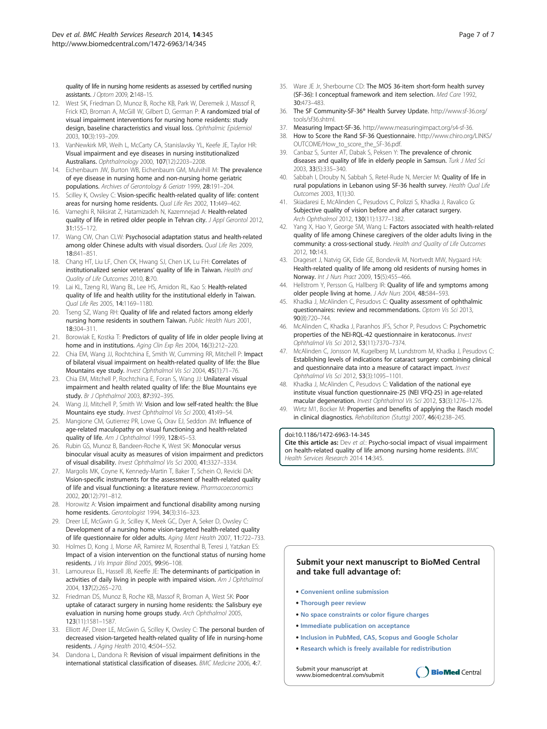quality of life in nursing home residents as assessed by certified nursing assistants. *J Optom* 2009, **2**:148–15.

12. West SK, Friedman D, Munoz B, Roche KB, Park W, Deremeik J, Massof R, Frick KD, Broman A, McGill W, Gilbert D, German P: **A randomized trial of visual impairment interventions for nursing home residents: study design, baseline characteristics and visual loss.** *Ophthalmic Epidemiol* 2003, **10**(3):193–209.
13. VanNewkirk MR, Weih L, McCarty CA, Stanislavsky YL, Keefe JE, Taylor HR: **Visual impairment and eye diseases in nursing institutionalized Australians.** *Ophthalmology* 2000, **107**(12):2203–2208.
14. Eichenbaum JW, Burton WB, Eichenbaum GM, Mulvihill M: **The prevalence of eye disease in nursing home and non-nursing home geriatric populations.** *Archives of Gerontology & Geriatr* 1999, **28**:191–204.
15. Scilley K, Owsley C: **Vision-specific health-related quality of life: content areas for nursing home residents.** *Qual Life Res* 2002, **11**:449–462.
16. Vameghi R, Niksirat Z, Hatamizadeh N, Kazemnejad A: **Health-related quality of life in retired older people in Tehran city.** *J Appl Gerontol* 2012, **31**:155–172.
17. Wang CW, Chan CLW: **Psychosocial adaptation status and health-related among older Chinese adults with visual disorders.** *Qual Life Res* 2009, **18**:841–851.
18. Chang HT, Liu LF, Chen CK, Hwang SJ, Chen LK, Lu FH: **Correlates of institutionalized senior veterans' quality of life in Taiwan.** *Health and Quality of Life Outcomes* 2010, **8**:70.
19. Lai KL, Tzeng RJ, Wang BL, Lee HS, Amidon RL, Kao S: **Health-related quality of life and health utility for the institutional elderly in Taiwan.** *Qual Life Res* 2005, **14**:1169–1180.
20. Tseng SZ, Wang RH: **Quality of life and related factors among elderly nursing home residents in southern Taiwan.** *Public Health Nurs* 2001, **18**:304–311.
21. Borowiak E, Kostka T: **Predictors of quality of life in older people living at home and in institutions.** *Aging Clin Exp Res* 2004, **16**(3):212–220.
22. Chia EM, Wang JJ, Rochtchina E, Smith W, Cumming RR, Mitchell P: **Impact of bilateral visual impairment on health-related quality of life: the Blue Mountains eye study.** *Invest Ophthalmol Vis Sci* 2004, **45**(1):71–76.
23. Chia EM, Mitchell P, Rochtchina E, Foran S, Wang JJ: **Unilateral visual impairment and health related quality of life: the Blue Mountains eye study.** *Br J Ophthalmol* 2003, **87**:392–395.
24. Wang JJ, Mitchell P, Smith W: **Vision and low self-rated health: the Blue Mountains eye study.** *Invest Ophthalmol Vis Sci* 2000, **41**:49–54.
25. Mangione CM, Gutierrez PR, Lowe G, Orav EJ, Seddon JM: **Influence of age-related maculopathy on visual functioning and health-related quality of life.** *Am J Ophthalmol* 1999, **128**:45–53.
26. Rubin GS, Munoz B, Bandeen-Roche K, West SK: **Monocular versus binocular visual acuity as measures of vision impairment and predictors of visual disability.** *Invest Ophthalmol Vis Sci* 2000, **41**:3327–3334.
27. Margolis MK, Coyne K, Kennedy-Martin T, Baker T, Schein O, Revicki DA: **Vision-specific instruments for the assessment of health-related quality of life and visual functioning: a literature review.** *Pharmacoeconomics* 2002, **20**(12):791–812.
28. Horowitz A: **Vision impairment and functional disability among nursing home residents.** *Gerontologist* 1994, **34**(3):316–323.
29. Dreer LE, McGwin G Jr, Scilley K, Meek GC, Dyer A, Seker D, Owsley C: **Development of a nursing home vision-targeted health-related quality of life questionnaire for older adults.** *Aging Ment Health* 2007, **11**:722–733.
30. Holmes D, Kong J, Morse AR, Ramirez M, Rosenthal B, Teresi J, Yatzkan ES: **Impact of a vision intervention on the functional status of nursing home residents.** *J Vis Impair Blind* 2005, **99**:96–108.
31. Lamoureux EL, Hassell JB, Keeffe JE: **The determinants of participation in activities of daily living in people with impaired vision.** *Am J Ophthalmol* 2004, **137**(2):265–270.
32. Friedman DS, Munoz B, Roche KB, Massof R, Broman A, West SK: **Poor uptake of cataract surgery in nursing home residents: the Salisbury eye evaluation in nursing home groups study.** *Arch Ophthalmol* 2005, **123**(11):1581–1587.
33. Elliott AF, Dreer LE, McGwin G, Scilley K, Owsley C: **The personal burden of decreased vision-targeted health-related quality of life in nursing-home residents.** *J Aging Health* 2010, **4**:504–552.
34. Dandona L, Dandona R: **Revision of visual impairment definitions in the international statistical classification of diseases.** *BMC Medicine* 2006, **4**:7.
35. Ware JE Jr, Sherbourne CD: **The MOS 36-item short-form health survey (SF-36): I conceptual framework and item selection.** *Med Care* 1992, **30**:473–483.
36. **The SF Community-SF-36® Health Survey Update.** http://www.sf-36.org/tools/sf36.shtml.
37. **Measuring Impact-SF-36.** http://www.measuringimpact.org/s4-sf-36.
38. **How to Score the Rand SF-36 Questionnaire.** http://www.chiro.org/LINKS/OUTCOME/How_to_score_the_SF-36.pdf.
39. Canbaz S, Sunter AT, Dabak S, Peksen Y: **The prevalence of chronic diseases and quality of life in elderly people in Samsun.** *Turk J Med Sci* 2003, **33**(5):335–340.
40. Sabbah I, Drouby N, Sabbah S, Retel-Rude N, Mercier M: **Quality of life in rural populations in Lebanon using SF-36 health survey.** *Health Qual Life Outcomes* 2003, **1**(1):30.
41. Skiadaresi E, McAlinden C, Pesudovs C, Polizzi S, Khadka J, Ravalico G: **Subjective quality of vision before and after cataract surgery.** *Arch Ophthalmol* 2012, **130**(11):1377–1382.
42. Yang X, Hao Y, George SM, Wang L: **Factors associated with health-related quality of life among Chinese caregivers of the older adults living in the community: a cross-sectional study.** *Health and Quality of Life Outcomes* 2012, **10**:143.
43. Drageset J, Natvig GK, Eide GE, Bondevik M, Nortvedt MW, Nygaard HA: **Health-related quality of life among old residents of nursing homes in Norway.** *Int J Nurs Pract* 2009, **15**(5):455–466.
44. Hellstrom Y, Persson G, Hallberg IR: **Quality of life and symptoms among older people living at home.** *J Adv Nurs* 2004, **48**:584–593.
45. Khadka J, McAlinden C, Pesudovs C: **Quality assessment of ophthalmic questionnaires: review and recommendations.** *Optom Vis Sci* 2013, **90**(8):720–744.
46. McAlinden C, Khadka J, Paranhos JFS, Schor P, Pesudovs C: **Psychometric properties of the NEI-RQL-42 questionnaire in keratoconus.** *Invest Ophthalmol Vis Sci* 2012, **53**(11):7370–7374.
47. McAlinden C, Jonsson M, Kugelberg M, Lundstrom M, Khadka J, Pesudovs C: **Establishing levels of indications for cataract surgery: combining clinical and questionnaire data into a measure of cataract impact.** *Invest Ophthalmol Vis Sci* 2012, **53**(3):1095–1101.
48. Khadka J, McAlinden C, Pesudovs C: **Validation of the national eye institute visual function questionnaire-25 (NEI VFQ-25) in age-related macular degeneration.** *Invest Ophthalmol Vis Sci* 2012, **53**(3):1276–1276.
49. Wirtz M1, Bocker M: **Properties and benefits of applying the Rasch model in clinical diagnostics.** *Rehabilitation (Stuttg)* 2007, **46**(4):238–245.

doi:10.1186/1472-6963-14-345
**Cite this article as:** Dev *et al.*: Psycho-social impact of visual impairment on health-related quality of life among nursing home residents. *BMC Health Services Research* 2014 **14**:345.

**Submit your next manuscript to BioMed Central and take full advantage of:**

- **Convenient online submission**
- **Thorough peer review**
- **No space constraints or color figure charges**
- **Immediate publication on acceptance**
- **Inclusion in PubMed, CAS, Scopus and Google Scholar**
- **Research which is freely available for redistribution**

Submit your manuscript at
www.biomedcentral.com/submit

BioMed Central